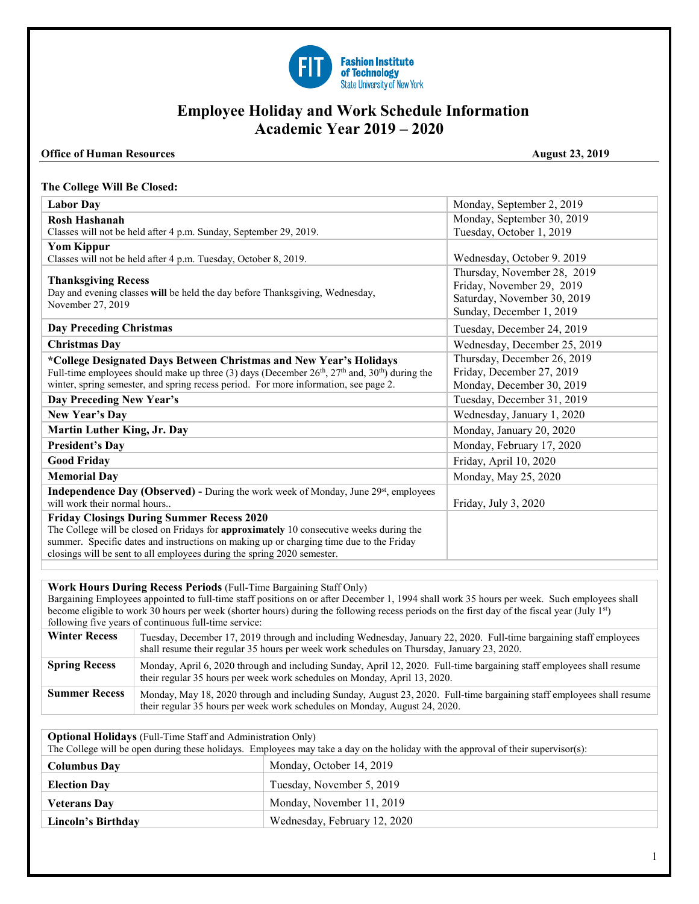# Employee Holiday and Work Schedule Information
# Academic Year 2019 – 2020

**Office of Human Resources** **August 23, 2019**

**The College Will Be Closed:**

| Holiday | Date(s) |
|---|---|
| **Labor Day** | Monday, September 2, 2019 |
| **Rosh Hashanah**<br>Classes will not be held after 4 p.m. Sunday, September 29, 2019. | Monday, September 30, 2019<br>Tuesday, October 1, 2019 |
| **Yom Kippur**<br>Classes will not be held after 4 p.m. Tuesday, October 8, 2019. | Wednesday, October 9. 2019 |
| **Thanksgiving Recess**<br>Day and evening classes **will** be held the day before Thanksgiving, Wednesday, November 27, 2019 | Thursday, November 28, 2019<br>Friday, November 29, 2019<br>Saturday, November 30, 2019<br>Sunday, December 1, 2019 |
| **Day Preceding Christmas** | Tuesday, December 24, 2019 |
| **Christmas Day** | Wednesday, December 25, 2019 |
| ***College Designated Days Between Christmas and New Year's Holidays**<br>Full-time employees should make up three (3) days (December 26th, 27th and, 30th) during the winter, spring semester, and spring recess period. For more information, see page 2. | Thursday, December 26, 2019<br>Friday, December 27, 2019<br>Monday, December 30, 2019 |
| **Day Preceding New Year's** | Tuesday, December 31, 2019 |
| **New Year's Day** | Wednesday, January 1, 2020 |
| **Martin Luther King, Jr. Day** | Monday, January 20, 2020 |
| **President's Day** | Monday, February 17, 2020 |
| **Good Friday** | Friday, April 10, 2020 |
| **Memorial Day** | Monday, May 25, 2020 |
| **Independence Day (Observed) -** During the work week of Monday, June 29st, employees will work their normal hours.. | Friday, July 3, 2020 |
| **Friday Closings During Summer Recess 2020**<br>The College will be closed on Fridays for **approximately** 10 consecutive weeks during the summer. Specific dates and instructions on making up or charging time due to the Friday closings will be sent to all employees during the spring 2020 semester. | |

**Work Hours During Recess Periods** (Full-Time Bargaining Staff Only)

Bargaining Employees appointed to full-time staff positions on or after December 1, 1994 shall work 35 hours per week. Such employees shall become eligible to work 30 hours per week (shorter hours) during the following recess periods on the first day of the fiscal year (July 1st) following five years of continuous full-time service:

| Recess | Details |
|---|---|
| **Winter Recess** | Tuesday, December 17, 2019 through and including Wednesday, January 22, 2020. Full-time bargaining staff employees shall resume their regular 35 hours per week work schedules on Thursday, January 23, 2020. |
| **Spring Recess** | Monday, April 6, 2020 through and including Sunday, April 12, 2020. Full-time bargaining staff employees shall resume their regular 35 hours per week work schedules on Monday, April 13, 2020. |
| **Summer Recess** | Monday, May 18, 2020 through and including Sunday, August 23, 2020. Full-time bargaining staff employees shall resume their regular 35 hours per week work schedules on Monday, August 24, 2020. |

**Optional Holidays** (Full-Time Staff and Administration Only)

The College will be open during these holidays. Employees may take a day on the holiday with the approval of their supervisor(s):

| Holiday | Date |
|---|---|
| **Columbus Day** | Monday, October 14, 2019 |
| **Election Day** | Tuesday, November 5, 2019 |
| **Veterans Day** | Monday, November 11, 2019 |
| **Lincoln's Birthday** | Wednesday, February 12, 2020 |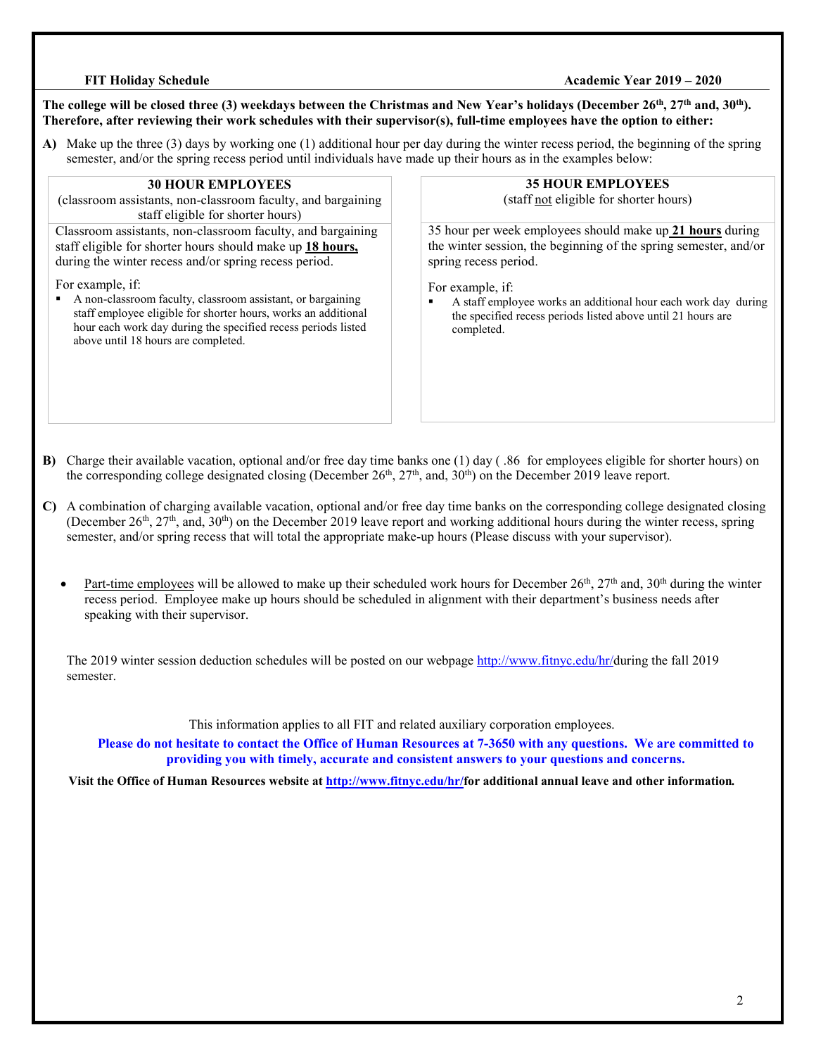**FIT Holiday Schedule** **Academic Year 2019 – 2020**

**The college will be closed three (3) weekdays between the Christmas and New Year's holidays (December 26th, 27th and, 30th). Therefore, after reviewing their work schedules with their supervisor(s), full-time employees have the option to either:**

**A)** Make up the three (3) days by working one (1) additional hour per day during the winter recess period, the beginning of the spring semester, and/or the spring recess period until individuals have made up their hours as in the examples below:

| **30 HOUR EMPLOYEES** (classroom assistants, non-classroom faculty, and bargaining staff eligible for shorter hours) | **35 HOUR EMPLOYEES** (staff not eligible for shorter hours) |
|---|---|
| Classroom assistants, non-classroom faculty, and bargaining staff eligible for shorter hours should make up **18 hours,** during the winter recess and/or spring recess period.<br><br>For example, if:<br>▪ A non-classroom faculty, classroom assistant, or bargaining staff employee eligible for shorter hours, works an additional hour each work day during the specified recess periods listed above until 18 hours are completed. | 35 hour per week employees should make up **21 hours** during the winter session, the beginning of the spring semester, and/or spring recess period.<br><br>For example, if:<br>▪ A staff employee works an additional hour each work day during the specified recess periods listed above until 21 hours are completed. |

**B)** Charge their available vacation, optional and/or free day time banks one (1) day ( .86 for employees eligible for shorter hours) on the corresponding college designated closing (December 26th, 27th, and, 30th) on the December 2019 leave report.

**C)** A combination of charging available vacation, optional and/or free day time banks on the corresponding college designated closing (December 26th, 27th, and, 30th) on the December 2019 leave report and working additional hours during the winter recess, spring semester, and/or spring recess that will total the appropriate make-up hours (Please discuss with your supervisor).

- Part-time employees will be allowed to make up their scheduled work hours for December 26th, 27th and, 30th during the winter recess period. Employee make up hours should be scheduled in alignment with their department's business needs after speaking with their supervisor.

The 2019 winter session deduction schedules will be posted on our webpage http://www.fitnyc.edu/hr/during the fall 2019 semester.

This information applies to all FIT and related auxiliary corporation employees.

**Please do not hesitate to contact the Office of Human Resources at 7-3650 with any questions. We are committed to providing you with timely, accurate and consistent answers to your questions and concerns.**

**Visit the Office of Human Resources website at http://www.fitnyc.edu/hr/for additional annual leave and other information.**